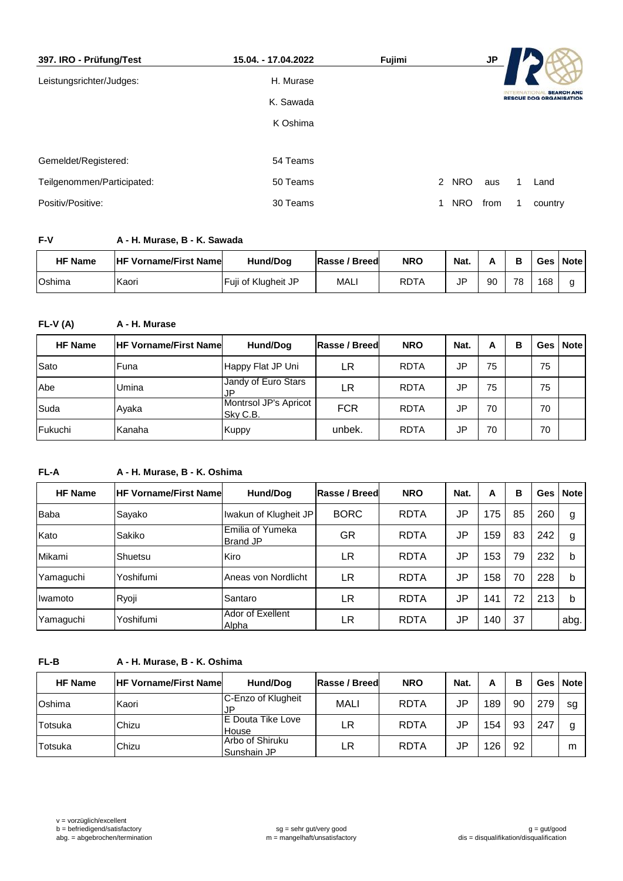**397. IRO - Prüfung/Test** | **15.04. - 17.04.2022** | **Fujimi** | **JP**

INTERNATIONAL SEARCH AND RESCUE DOG ORGANISATION

| | |
|---|---|
| Leistungsrichter/Judges: | H. Murase |
| | K. Sawada |
| | K Oshima |

| | | |
|---|---|---|
| Gemeldet/Registered: | 54 Teams | |
| Teilgenommen/Participated: | 50 Teams | 2 NRO aus 1 Land |
| Positiv/Positive: | 30 Teams | 1 NRO from 1 country |

**F-V** A - H. Murase, B - K. Sawada

| HF Name | HF Vorname/First Name | Hund/Dog | Rasse / Breed | NRO | Nat. | A | B | Ges | Note |
|---|---|---|---|---|---|---|---|---|---|
| Oshima | Kaori | Fuji of Klugheit JP | MALI | RDTA | JP | 90 | 78 | 168 | g |

**FL-V (A)** A - H. Murase

| HF Name | HF Vorname/First Name | Hund/Dog | Rasse / Breed | NRO | Nat. | A | B | Ges | Note |
|---|---|---|---|---|---|---|---|---|---|
| Sato | Funa | Happy Flat JP Uni | LR | RDTA | JP | 75 | | 75 | |
| Abe | Umina | Jandy of Euro Stars JP | LR | RDTA | JP | 75 | | 75 | |
| Suda | Ayaka | Montrsol JP's Apricot Sky C.B. | FCR | RDTA | JP | 70 | | 70 | |
| Fukuchi | Kanaha | Kuppy | unbek. | RDTA | JP | 70 | | 70 | |

**FL-A** A - H. Murase, B - K. Oshima

| HF Name | HF Vorname/First Name | Hund/Dog | Rasse / Breed | NRO | Nat. | A | B | Ges | Note |
|---|---|---|---|---|---|---|---|---|---|
| Baba | Sayako | Iwakun of Klugheit JP | BORC | RDTA | JP | 175 | 85 | 260 | g |
| Kato | Sakiko | Emilia of Yumeka Brand JP | GR | RDTA | JP | 159 | 83 | 242 | g |
| Mikami | Shuetsu | Kiro | LR | RDTA | JP | 153 | 79 | 232 | b |
| Yamaguchi | Yoshifumi | Aneas von Nordlicht | LR | RDTA | JP | 158 | 70 | 228 | b |
| Iwamoto | Ryoji | Santaro | LR | RDTA | JP | 141 | 72 | 213 | b |
| Yamaguchi | Yoshifumi | Ador of Exellent Alpha | LR | RDTA | JP | 140 | 37 | | abg. |

**FL-B** A - H. Murase, B - K. Oshima

| HF Name | HF Vorname/First Name | Hund/Dog | Rasse / Breed | NRO | Nat. | A | B | Ges | Note |
|---|---|---|---|---|---|---|---|---|---|
| Oshima | Kaori | C-Enzo of Klugheit JP | MALI | RDTA | JP | 189 | 90 | 279 | sg |
| Totsuka | Chizu | E Douta Tike Love House | LR | RDTA | JP | 154 | 93 | 247 | g |
| Totsuka | Chizu | Arbo of Shiruku Sunshain JP | LR | RDTA | JP | 126 | 92 | | m |

v = vorzüglich/excellent
b = befriedigend/satisfactory
abg. = abgebrochen/termination

sg = sehr gut/very good
m = mangelhaft/unsatisfactory

g = gut/good
dis = disqualifikation/disqualification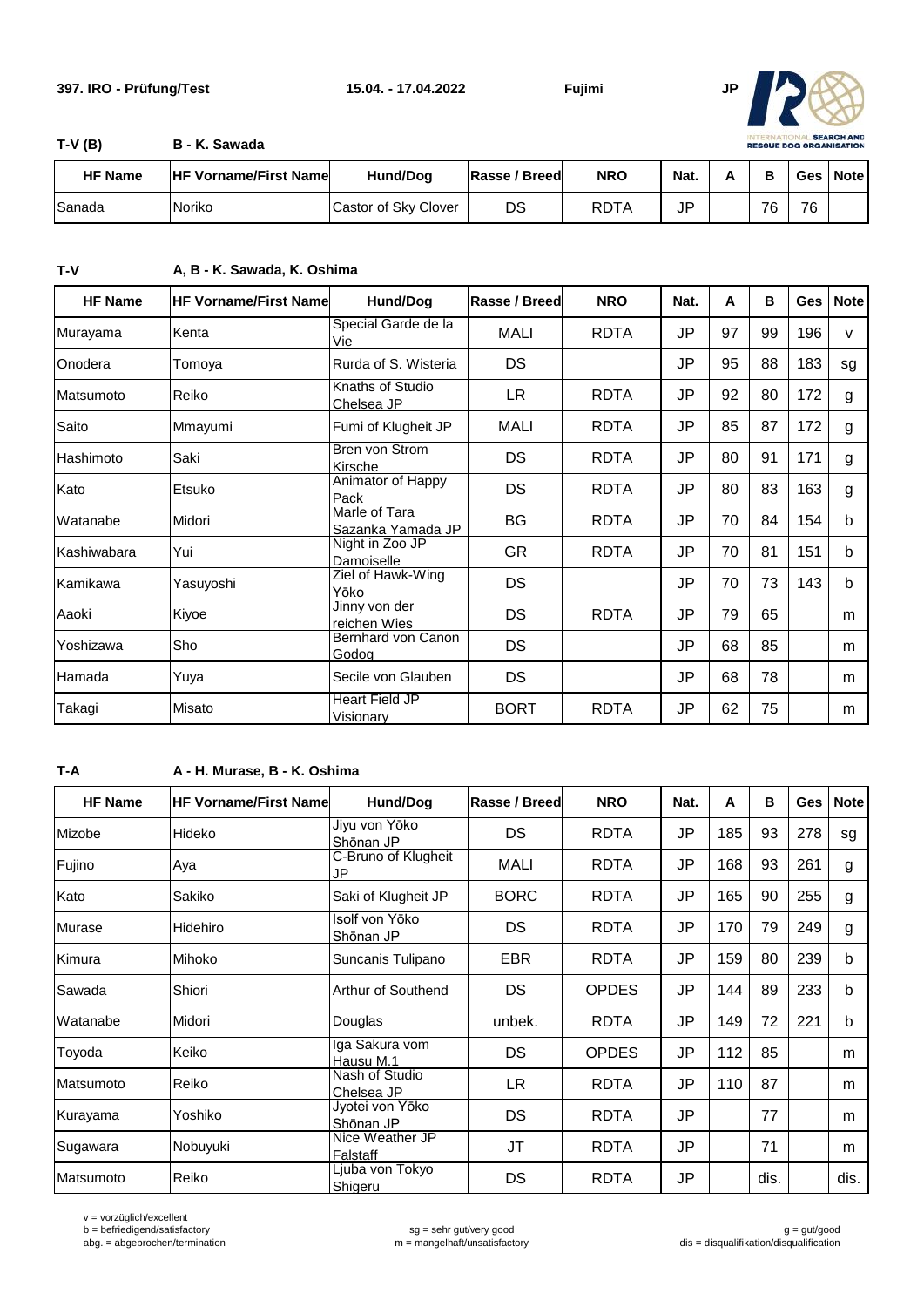**397. IRO - Prüfung/Test** **15.04. - 17.04.2022** **Fujimi** **JP**

**T-V (B)** **B - K. Sawada**

| HF Name | HF Vorname/First Name | Hund/Dog | Rasse / Breed | NRO | Nat. | A | B | Ges | Note |
|---|---|---|---|---|---|---|---|---|---|
| Sanada | Noriko | Castor of Sky Clover | DS | RDTA | JP | | 76 | 76 | |

**T-V** **A, B - K. Sawada, K. Oshima**

| HF Name | HF Vorname/First Name | Hund/Dog | Rasse / Breed | NRO | Nat. | A | B | Ges | Note |
|---|---|---|---|---|---|---|---|---|---|
| Murayama | Kenta | Special Garde de la Vie | MALI | RDTA | JP | 97 | 99 | 196 | v |
| Onodera | Tomoya | Rurda of S. Wisteria | DS | | JP | 95 | 88 | 183 | sg |
| Matsumoto | Reiko | Knaths of Studio Chelsea JP | LR | RDTA | JP | 92 | 80 | 172 | g |
| Saito | Mmayumi | Fumi of Klugheit JP | MALI | RDTA | JP | 85 | 87 | 172 | g |
| Hashimoto | Saki | Bren von Strom Kirsche | DS | RDTA | JP | 80 | 91 | 171 | g |
| Kato | Etsuko | Animator of Happy Pack | DS | RDTA | JP | 80 | 83 | 163 | g |
| Watanabe | Midori | Marle of Tara Sazanka Yamada JP | BG | RDTA | JP | 70 | 84 | 154 | b |
| Kashiwabara | Yui | Night in Zoo JP Damoiselle | GR | RDTA | JP | 70 | 81 | 151 | b |
| Kamikawa | Yasuyoshi | Ziel of Hawk-Wing Yōko | DS | | JP | 70 | 73 | 143 | b |
| Aaoki | Kiyoe | Jinny von der reichen Wies | DS | RDTA | JP | 79 | 65 | | m |
| Yoshizawa | Sho | Bernhard von Canon Godog | DS | | JP | 68 | 85 | | m |
| Hamada | Yuya | Secile von Glauben | DS | | JP | 68 | 78 | | m |
| Takagi | Misato | Heart Field JP Visionary | BORT | RDTA | JP | 62 | 75 | | m |

**T-A** **A - H. Murase, B - K. Oshima**

| HF Name | HF Vorname/First Name | Hund/Dog | Rasse / Breed | NRO | Nat. | A | B | Ges | Note |
|---|---|---|---|---|---|---|---|---|---|
| Mizobe | Hideko | Jiyu von Yōko Shōnan JP | DS | RDTA | JP | 185 | 93 | 278 | sg |
| Fujino | Aya | C-Bruno of Klugheit JP | MALI | RDTA | JP | 168 | 93 | 261 | g |
| Kato | Sakiko | Saki of Klugheit JP | BORC | RDTA | JP | 165 | 90 | 255 | g |
| Murase | Hidehiro | Isolf von Yōko Shōnan JP | DS | RDTA | JP | 170 | 79 | 249 | g |
| Kimura | Mihoko | Suncanis Tulipano | EBR | RDTA | JP | 159 | 80 | 239 | b |
| Sawada | Shiori | Arthur of Southend | DS | OPDES | JP | 144 | 89 | 233 | b |
| Watanabe | Midori | Douglas | unbek. | RDTA | JP | 149 | 72 | 221 | b |
| Toyoda | Keiko | Iga Sakura vom Hausu M.1 | DS | OPDES | JP | 112 | 85 | | m |
| Matsumoto | Reiko | Nash of Studio Chelsea JP | LR | RDTA | JP | 110 | 87 | | m |
| Kurayama | Yoshiko | Jyotei von Yōko Shōnan JP | DS | RDTA | JP | | 77 | | m |
| Sugawara | Nobuyuki | Nice Weather JP Falstaff | JT | RDTA | JP | | 71 | | m |
| Matsumoto | Reiko | Ljuba von Tokyo Shigeru | DS | RDTA | JP | | dis. | | dis. |

v = vorzüglich/excellent
b = befriedigend/satisfactory
abg. = abgebrochen/termination
sg = sehr gut/very good
m = mangelhaft/unsatisfactory
g = gut/good
dis = disqualifikation/disqualification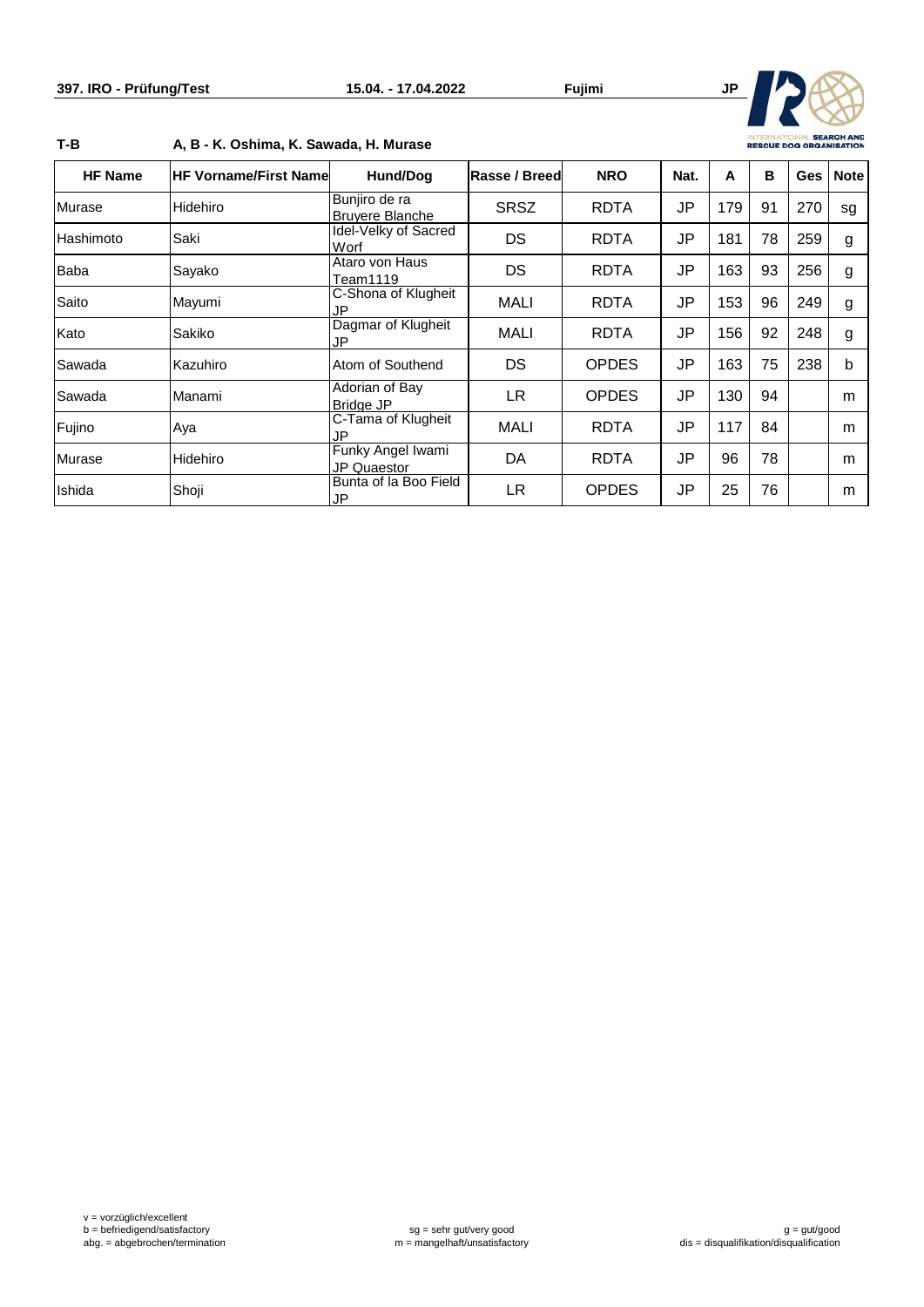**397. IRO - Prüfung/Test** **15.04. - 17.04.2022** **Fujimi** **JP**

**T-B** **A, B - K. Oshima, K. Sawada, H. Murase**

| HF Name | HF Vorname/First Name | Hund/Dog | Rasse / Breed | NRO | Nat. | A | B | Ges | Note |
|---|---|---|---|---|---|---|---|---|---|
| Murase | Hidehiro | Bunjiro de ra Bruyere Blanche | SRSZ | RDTA | JP | 179 | 91 | 270 | sg |
| Hashimoto | Saki | Idel-Velky of Sacred Worf | DS | RDTA | JP | 181 | 78 | 259 | g |
| Baba | Sayako | Ataro von Haus Team1119 | DS | RDTA | JP | 163 | 93 | 256 | g |
| Saito | Mayumi | C-Shona of Klugheit JP | MALI | RDTA | JP | 153 | 96 | 249 | g |
| Kato | Sakiko | Dagmar of Klugheit JP | MALI | RDTA | JP | 156 | 92 | 248 | g |
| Sawada | Kazuhiro | Atom of Southend | DS | OPDES | JP | 163 | 75 | 238 | b |
| Sawada | Manami | Adorian of Bay Bridge JP | LR | OPDES | JP | 130 | 94 | | m |
| Fujino | Aya | C-Tama of Klugheit JP | MALI | RDTA | JP | 117 | 84 | | m |
| Murase | Hidehiro | Funky Angel Iwami JP Quaestor | DA | RDTA | JP | 96 | 78 | | m |
| Ishida | Shoji | Bunta of la Boo Field JP | LR | OPDES | JP | 25 | 76 | | m |

v = vorzüglich/excellent
b = befriedigend/satisfactory
abg. = abgebrochen/termination
sg = sehr gut/very good
m = mangelhaft/unsatisfactory
g = gut/good
dis = disqualifikation/disqualification